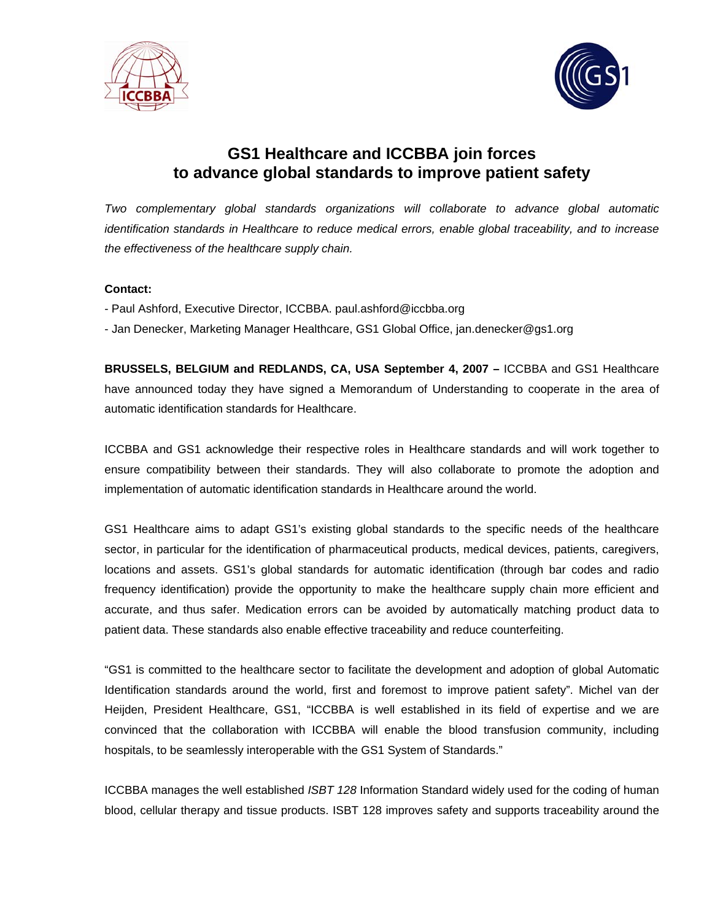# GS1 Healthcare and ICCBBA join forces to advance global standards to improve patient safety

*Two complementary global standards organizations will collaborate to advance global automatic identification standards in Healthcare to reduce medical errors, enable global traceability, and to increase the effectiveness of the healthcare supply chain.*

**Contact:**

- Paul Ashford, Executive Director, ICCBBA. paul.ashford@iccbba.org
- Jan Denecker, Marketing Manager Healthcare, GS1 Global Office, jan.denecker@gs1.org

**BRUSSELS, BELGIUM and REDLANDS, CA, USA September 4, 2007 –** ICCBBA and GS1 Healthcare have announced today they have signed a Memorandum of Understanding to cooperate in the area of automatic identification standards for Healthcare.

ICCBBA and GS1 acknowledge their respective roles in Healthcare standards and will work together to ensure compatibility between their standards. They will also collaborate to promote the adoption and implementation of automatic identification standards in Healthcare around the world.

GS1 Healthcare aims to adapt GS1's existing global standards to the specific needs of the healthcare sector, in particular for the identification of pharmaceutical products, medical devices, patients, caregivers, locations and assets. GS1's global standards for automatic identification (through bar codes and radio frequency identification) provide the opportunity to make the healthcare supply chain more efficient and accurate, and thus safer. Medication errors can be avoided by automatically matching product data to patient data. These standards also enable effective traceability and reduce counterfeiting.

"GS1 is committed to the healthcare sector to facilitate the development and adoption of global Automatic Identification standards around the world, first and foremost to improve patient safety". Michel van der Heijden, President Healthcare, GS1, "ICCBBA is well established in its field of expertise and we are convinced that the collaboration with ICCBBA will enable the blood transfusion community, including hospitals, to be seamlessly interoperable with the GS1 System of Standards."

ICCBBA manages the well established *ISBT 128* Information Standard widely used for the coding of human blood, cellular therapy and tissue products. ISBT 128 improves safety and supports traceability around the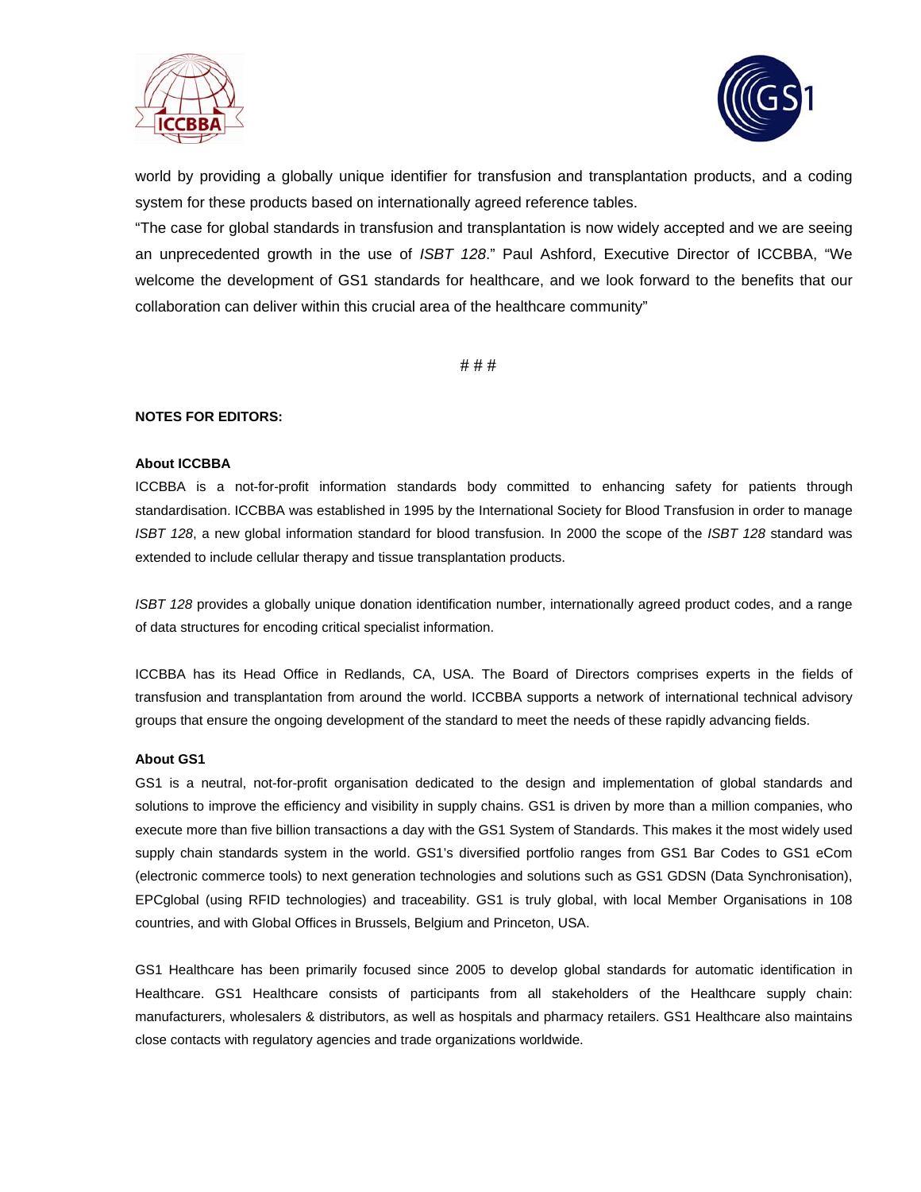world by providing a globally unique identifier for transfusion and transplantation products, and a coding system for these products based on internationally agreed reference tables.

"The case for global standards in transfusion and transplantation is now widely accepted and we are seeing an unprecedented growth in the use of *ISBT 128*." Paul Ashford, Executive Director of ICCBBA, "We welcome the development of GS1 standards for healthcare, and we look forward to the benefits that our collaboration can deliver within this crucial area of the healthcare community"

# # #

**NOTES FOR EDITORS:**

**About ICCBBA**

ICCBBA is a not-for-profit information standards body committed to enhancing safety for patients through standardisation. ICCBBA was established in 1995 by the International Society for Blood Transfusion in order to manage *ISBT 128*, a new global information standard for blood transfusion. In 2000 the scope of the *ISBT 128* standard was extended to include cellular therapy and tissue transplantation products.

*ISBT 128* provides a globally unique donation identification number, internationally agreed product codes, and a range of data structures for encoding critical specialist information.

ICCBBA has its Head Office in Redlands, CA, USA. The Board of Directors comprises experts in the fields of transfusion and transplantation from around the world. ICCBBA supports a network of international technical advisory groups that ensure the ongoing development of the standard to meet the needs of these rapidly advancing fields.

**About GS1**

GS1 is a neutral, not-for-profit organisation dedicated to the design and implementation of global standards and solutions to improve the efficiency and visibility in supply chains. GS1 is driven by more than a million companies, who execute more than five billion transactions a day with the GS1 System of Standards. This makes it the most widely used supply chain standards system in the world. GS1's diversified portfolio ranges from GS1 Bar Codes to GS1 eCom (electronic commerce tools) to next generation technologies and solutions such as GS1 GDSN (Data Synchronisation), EPCglobal (using RFID technologies) and traceability. GS1 is truly global, with local Member Organisations in 108 countries, and with Global Offices in Brussels, Belgium and Princeton, USA.

GS1 Healthcare has been primarily focused since 2005 to develop global standards for automatic identification in Healthcare. GS1 Healthcare consists of participants from all stakeholders of the Healthcare supply chain: manufacturers, wholesalers & distributors, as well as hospitals and pharmacy retailers. GS1 Healthcare also maintains close contacts with regulatory agencies and trade organizations worldwide.